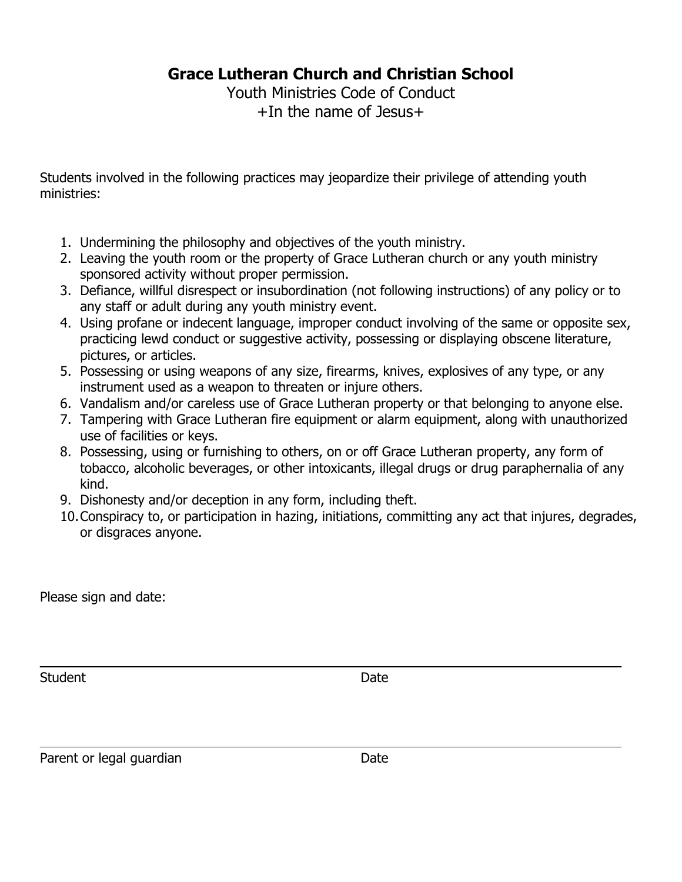# Grace Lutheran Church and Christian School

Youth Ministries Code of Conduct

+In the name of Jesus+

Students involved in the following practices may jeopardize their privilege of attending youth ministries:

1. Undermining the philosophy and objectives of the youth ministry.
2. Leaving the youth room or the property of Grace Lutheran church or any youth ministry sponsored activity without proper permission.
3. Defiance, willful disrespect or insubordination (not following instructions) of any policy or to any staff or adult during any youth ministry event.
4. Using profane or indecent language, improper conduct involving of the same or opposite sex, practicing lewd conduct or suggestive activity, possessing or displaying obscene literature, pictures, or articles.
5. Possessing or using weapons of any size, firearms, knives, explosives of any type, or any instrument used as a weapon to threaten or injure others.
6. Vandalism and/or careless use of Grace Lutheran property or that belonging to anyone else.
7. Tampering with Grace Lutheran fire equipment or alarm equipment, along with unauthorized use of facilities or keys.
8. Possessing, using or furnishing to others, on or off Grace Lutheran property, any form of tobacco, alcoholic beverages, or other intoxicants, illegal drugs or drug paraphernalia of any kind.
9. Dishonesty and/or deception in any form, including theft.
10. Conspiracy to, or participation in hazing, initiations, committing any act that injures, degrades, or disgraces anyone.

Please sign and date:

_______________________________________________

Student                                        Date

_______________________________________________

Parent or legal guardian                        Date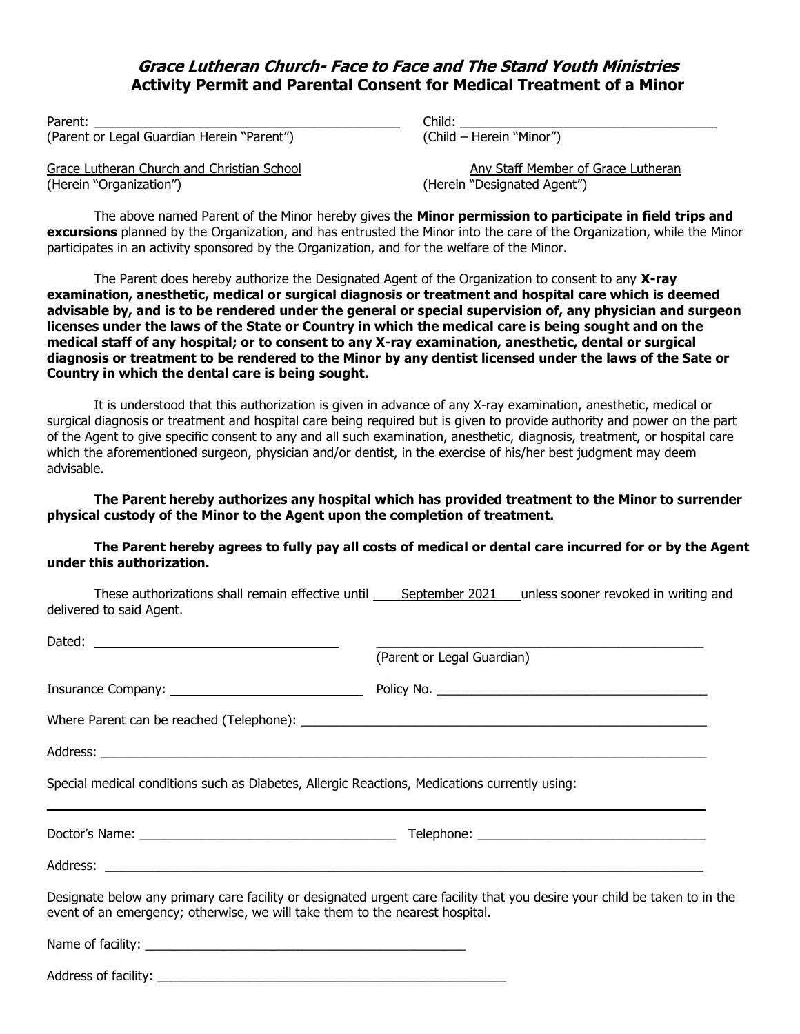## *Grace Lutheran Church- Face to Face and The Stand Youth Ministries*
## Activity Permit and Parental Consent for Medical Treatment of a Minor

Parent: ____________________________________________
(Parent or Legal Guardian Herein "Parent")

Child: ____________________________________
(Child – Herein "Minor")

Grace Lutheran Church and Christian School
(Herein "Organization")

Any Staff Member of Grace Lutheran
(Herein "Designated Agent")

The above named Parent of the Minor hereby gives the **Minor permission to participate in field trips and excursions** planned by the Organization, and has entrusted the Minor into the care of the Organization, while the Minor participates in an activity sponsored by the Organization, and for the welfare of the Minor.

The Parent does hereby authorize the Designated Agent of the Organization to consent to any **X-ray examination, anesthetic, medical or surgical diagnosis or treatment and hospital care which is deemed advisable by, and is to be rendered under the general or special supervision of, any physician and surgeon licenses under the laws of the State or Country in which the medical care is being sought and on the medical staff of any hospital; or to consent to any X-ray examination, anesthetic, dental or surgical diagnosis or treatment to be rendered to the Minor by any dentist licensed under the laws of the Sate or Country in which the dental care is being sought.**

It is understood that this authorization is given in advance of any X-ray examination, anesthetic, medical or surgical diagnosis or treatment and hospital care being required but is given to provide authority and power on the part of the Agent to give specific consent to any and all such examination, anesthetic, diagnosis, treatment, or hospital care which the aforementioned surgeon, physician and/or dentist, in the exercise of his/her best judgment may deem advisable.

**The Parent hereby authorizes any hospital which has provided treatment to the Minor to surrender physical custody of the Minor to the Agent upon the completion of treatment.**

**The Parent hereby agrees to fully pay all costs of medical or dental care incurred for or by the Agent under this authorization.**

These authorizations shall remain effective until ___September 2021___ unless sooner revoked in writing and delivered to said Agent.

Dated: ______________________________

______________________________________________
(Parent or Legal Guardian)

Insurance Company: ___________________________ Policy No. ______________________________________

Where Parent can be reached (Telephone): __________________________________________________________

Address: __________________________________________________________________________________

Special medical conditions such as Diabetes, Allergic Reactions, Medications currently using:

__________________________________________________________________________________________

Doctor's Name: ____________________________________ Telephone: _______________________________

Address: __________________________________________________________________________________

Designate below any primary care facility or designated urgent care facility that you desire your child be taken to in the event of an emergency; otherwise, we will take them to the nearest hospital.

Name of facility: _____________________________________________

Address of facility: ___________________________________________________